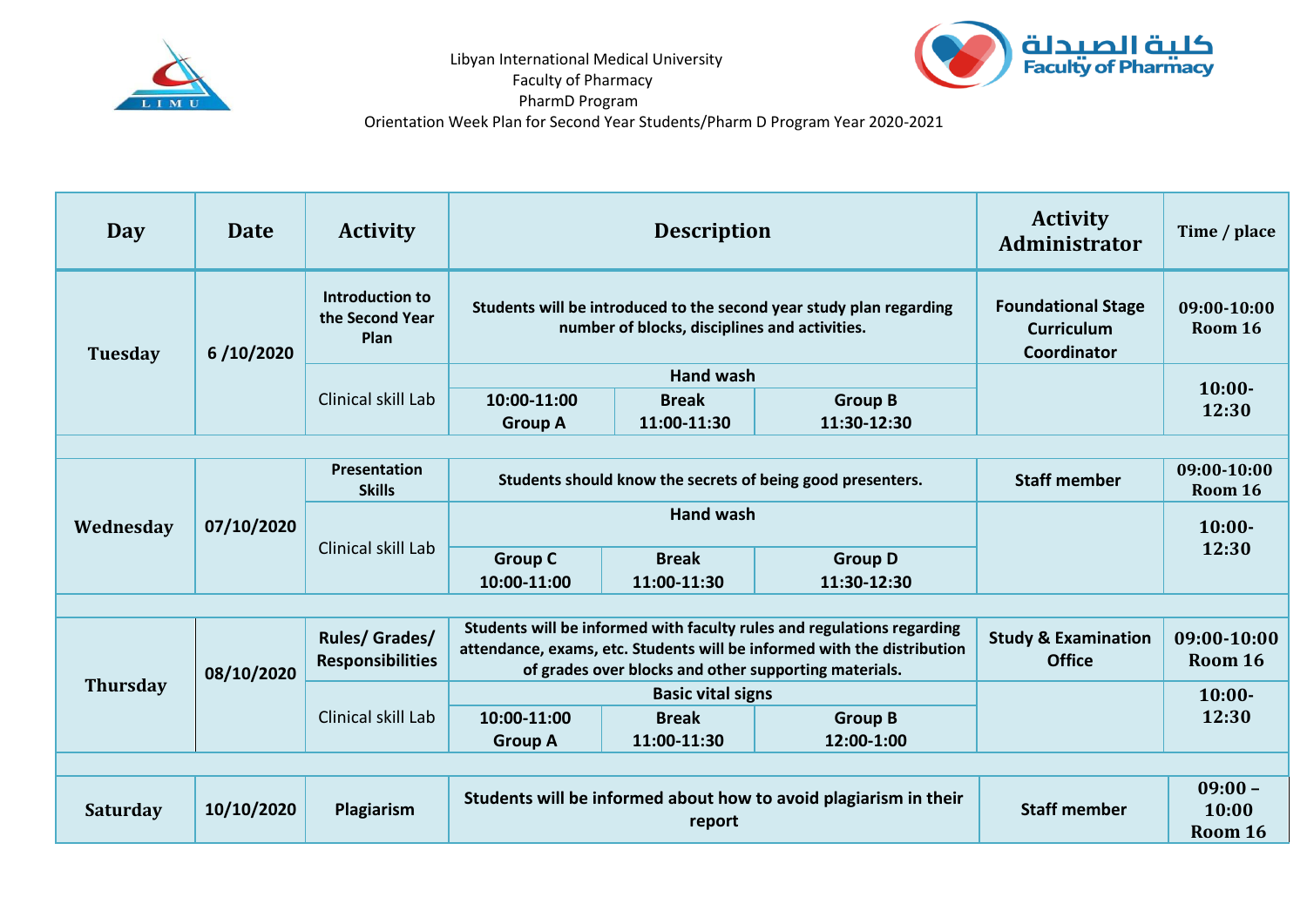Libyan International Medical University
Faculty of Pharmacy
PharmD Program
Orientation Week Plan for Second Year Students/Pharm D Program Year 2020-2021

كلية الصيدلة
Faculty of Pharmacy

| Day | Date | Activity | Description | | | Activity Administrator | Time / place |
|---|---|---|---|---|---|---|---|
| Tuesday | 6 /10/2020 | **Introduction to the Second Year Plan** | **Students will be introduced to the second year study plan regarding number of blocks, disciplines and activities.** | | | **Foundational Stage Curriculum Coordinator** | **09:00-10:00 Room 16** |
| | | Clinical skill Lab | **Hand wash** | | | | **10:00-12:30** |
| | | | **10:00-11:00 Group A** | **Break 11:00-11:30** | **Group B 11:30-12:30** | | |
| Wednesday | 07/10/2020 | **Presentation Skills** | **Students should know the secrets of being good presenters.** | | | **Staff member** | **09:00-10:00 Room 16** |
| | | Clinical skill Lab | **Hand wash** | | | | **10:00-12:30** |
| | | | **Group C 10:00-11:00** | **Break 11:00-11:30** | **Group D 11:30-12:30** | | |
| Thursday | 08/10/2020 | **Rules/ Grades/ Responsibilities** | **Students will be informed with faculty rules and regulations regarding attendance, exams, etc. Students will be informed with the distribution of grades over blocks and other supporting materials.** | | | **Study & Examination Office** | **09:00-10:00 Room 16** |
| | | Clinical skill Lab | **Basic vital signs** | | | | **10:00-12:30** |
| | | | **10:00-11:00 Group A** | **Break 11:00-11:30** | **Group B 12:00-1:00** | | |
| Saturday | 10/10/2020 | **Plagiarism** | **Students will be informed about how to avoid plagiarism in their report** | | | **Staff member** | **09:00 – 10:00 Room 16** |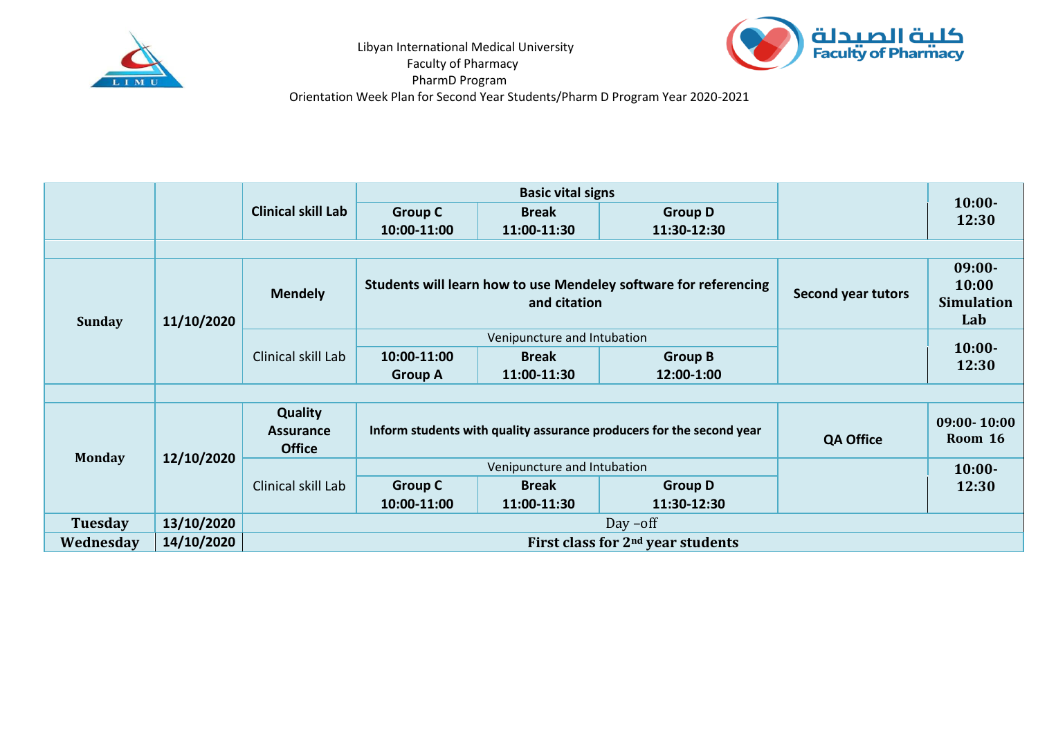Libyan International Medical University
Faculty of Pharmacy
PharmD Program
Orientation Week Plan for Second Year Students/Pharm D Program Year 2020-2021

كلية الصيدلة
Faculty of Pharmacy

| | | | | | | | |
|---|---|---|---|---|---|---|---|
| | | **Clinical skill Lab** | **Basic vital signs** | | | | **10:00-12:30** |
| | | | **Group C 10:00-11:00** | **Break 11:00-11:30** | **Group D 11:30-12:30** | | |
| | | | | | | | |
| **Sunday** | **11/10/2020** | **Mendely** | **Students will learn how to use Mendeley software for referencing and citation** | | | **Second year tutors** | **09:00-10:00 Simulation Lab** |
| | | Clinical skill Lab | Venipuncture and Intubation | | | | **10:00-12:30** |
| | | | **10:00-11:00 Group A** | **Break 11:00-11:30** | **Group B 12:00-1:00** | | |
| | | | | | | | |
| **Monday** | **12/10/2020** | **Quality Assurance Office** | **Inform students with quality assurance producers for the second year** | | | **QA Office** | **09:00- 10:00 Room 16** |
| | | Clinical skill Lab | Venipuncture and Intubation | | | | **10:00-12:30** |
| | | | **Group C 10:00-11:00** | **Break 11:00-11:30** | **Group D 11:30-12:30** | | |
| **Tuesday** | **13/10/2020** | Day –off | | | | | |
| **Wednesday** | **14/10/2020** | **First class for 2nd year students** | | | | | |